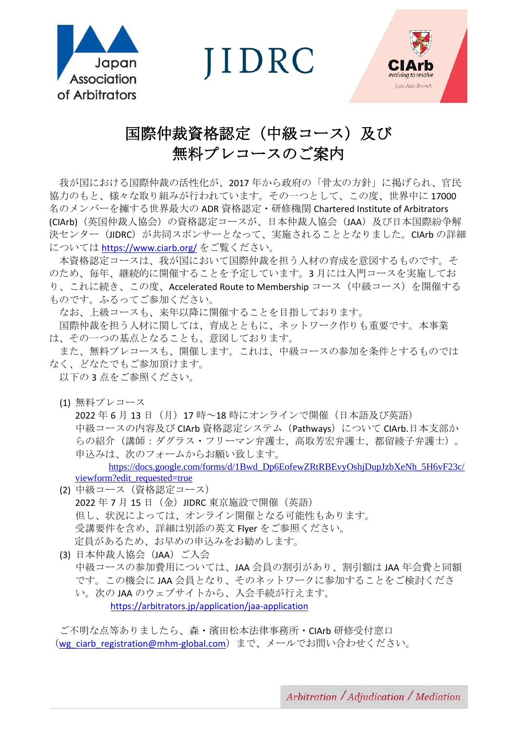Japan Association of Arbitrators　JIDRC　CIArb evolving to resolve East Asia Branch

# 国際仲裁資格認定（中級コース）及び無料プレコースのご案内

我が国における国際仲裁の活性化が、2017 年から政府の「骨太の方針」に掲げられ、官民協力のもと、様々な取り組みが行われています。その一つとして、この度、世界中に 17000 名のメンバーを擁する世界最大の ADR 資格認定・研修機関 Chartered Institute of Arbitrators (CIArb)（英国仲裁人協会）の資格認定コースが、日本仲裁人協会（JAA）及び日本国際紛争解決センター（JIDRC）が共同スポンサーとなって、実施されることとなりました。CIArb の詳細については https://www.ciarb.org/ をご覧ください。

本資格認定コースは、我が国において国際仲裁を担う人材の育成を意図するものです。そのため、毎年、継続的に開催することを予定しています。3 月には入門コースを実施しており、これに続き、この度、Accelerated Route to Membership コース（中級コース）を開催するものです。ふるってご参加ください。

なお、上級コースも、来年以降に開催することを目指しております。

国際仲裁を担う人材に関しては、育成とともに、ネットワーク作りも重要です。本事業は、その一つの基点となることも、意図しております。

また、無料プレコースも、開催します。これは、中級コースの参加を条件とするものではなく、どなたでもご参加頂けます。

以下の 3 点をご参照ください。

(1) 無料プレコース
2022 年 6 月 13 日（月）17 時～18 時にオンラインで開催（日本語及び英語）
中級コースの内容及び CIArb 資格認定システム（Pathways）について CIArb.日本支部からの紹介（講師：ダグラス・フリーマン弁護士、高取芳宏弁護士、都留綾子弁護士）。
申込みは、次のフォームからお願い致します。
https://docs.google.com/forms/d/1Bwd_Dp6EofewZRtRBEvyOshjDupJzbXeNh_5H6vF23c/viewform?edit_requested=true

(2) 中級コース（資格認定コース）
2022 年 7 月 15 日（金）JIDRC 東京施設で開催（英語）
但し、状況によっては、オンライン開催となる可能性もあります。
受講要件を含め、詳細は別添の英文 Flyer をご参照ください。
定員があるため、お早めの申込みをお勧めします。

(3) 日本仲裁人協会（JAA）ご入会
中級コースの参加費用については、JAA 会員の割引があり、割引額は JAA 年会費と同額です。この機会に JAA 会員となり、そのネットワークに参加することをご検討ください。次の JAA のウェブサイトから、入会手続が行えます。
https://arbitrators.jp/application/jaa-application

ご不明な点等ありましたら、森・濱田松本法律事務所・CIArb 研修受付窓口（wg_ciarb_registration@mhm-global.com）まで、メールでお問い合わせください。

Arbitration / Adjudication / Mediation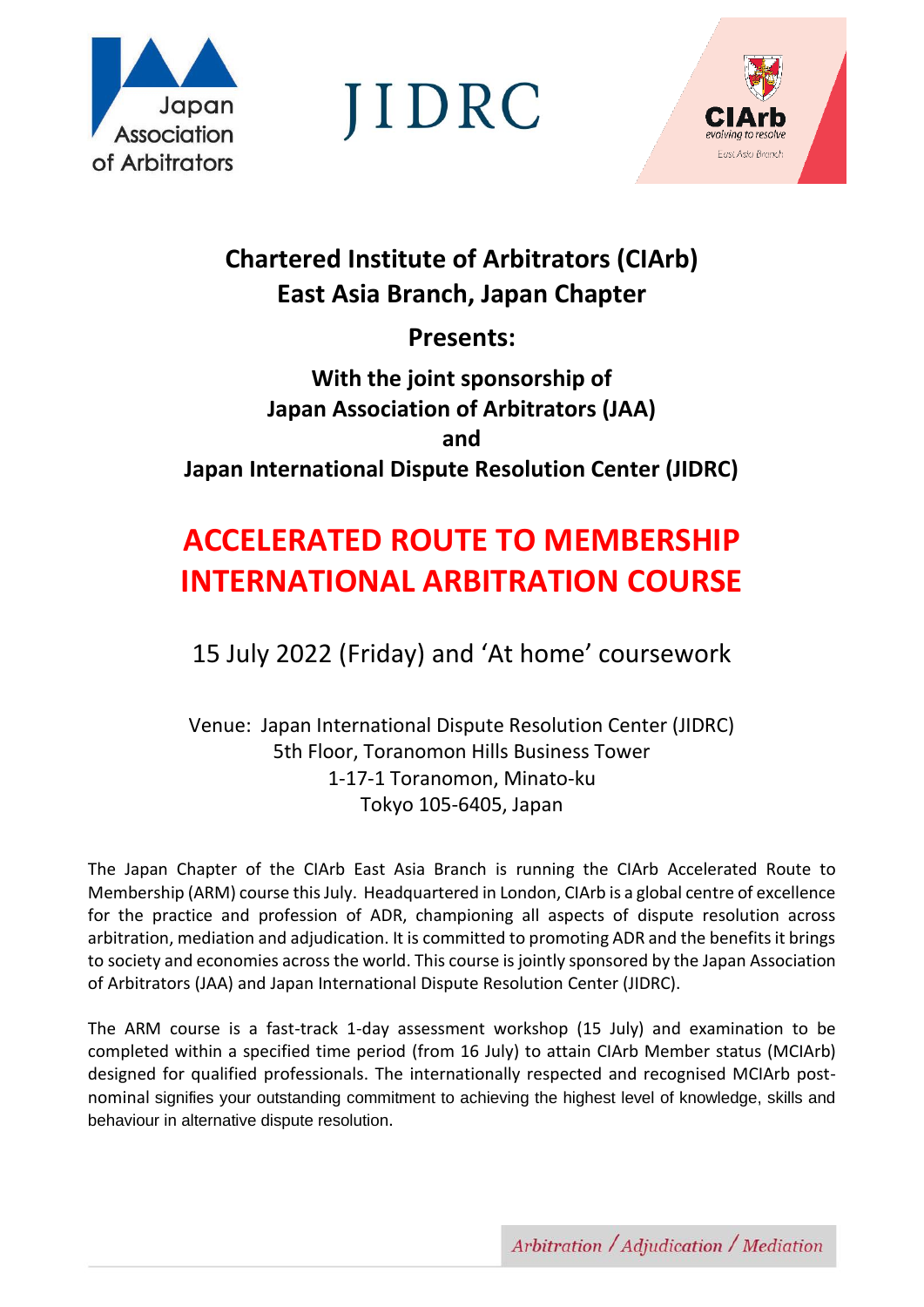Japan Association of Arbitrators

JIDRC

CIArb evolving to resolve East Asia Branch

## Chartered Institute of Arbitrators (CIArb) East Asia Branch, Japan Chapter

## Presents:

### With the joint sponsorship of Japan Association of Arbitrators (JAA) and Japan International Dispute Resolution Center (JIDRC)

# ACCELERATED ROUTE TO MEMBERSHIP INTERNATIONAL ARBITRATION COURSE

15 July 2022 (Friday) and 'At home' coursework

Venue: Japan International Dispute Resolution Center (JIDRC)
5th Floor, Toranomon Hills Business Tower
1-17-1 Toranomon, Minato-ku
Tokyo 105-6405, Japan

The Japan Chapter of the CIArb East Asia Branch is running the CIArb Accelerated Route to Membership (ARM) course this July. Headquartered in London, CIArb is a global centre of excellence for the practice and profession of ADR, championing all aspects of dispute resolution across arbitration, mediation and adjudication. It is committed to promoting ADR and the benefits it brings to society and economies across the world. This course is jointly sponsored by the Japan Association of Arbitrators (JAA) and Japan International Dispute Resolution Center (JIDRC).

The ARM course is a fast-track 1-day assessment workshop (15 July) and examination to be completed within a specified time period (from 16 July) to attain CIArb Member status (MCIArb) designed for qualified professionals. The internationally respected and recognised MCIArb post-nominal signifies your outstanding commitment to achieving the highest level of knowledge, skills and behaviour in alternative dispute resolution.

*Arbitration / Adjudication / Mediation*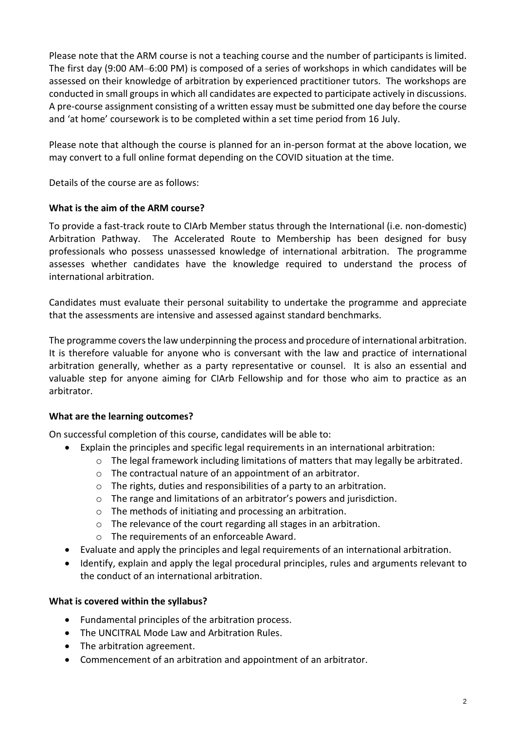Please note that the ARM course is not a teaching course and the number of participants is limited. The first day (9:00 AM–6:00 PM) is composed of a series of workshops in which candidates will be assessed on their knowledge of arbitration by experienced practitioner tutors. The workshops are conducted in small groups in which all candidates are expected to participate actively in discussions. A pre-course assignment consisting of a written essay must be submitted one day before the course and 'at home' coursework is to be completed within a set time period from 16 July.

Please note that although the course is planned for an in-person format at the above location, we may convert to a full online format depending on the COVID situation at the time.

Details of the course are as follows:

**What is the aim of the ARM course?**

To provide a fast-track route to CIArb Member status through the International (i.e. non-domestic) Arbitration Pathway. The Accelerated Route to Membership has been designed for busy professionals who possess unassessed knowledge of international arbitration. The programme assesses whether candidates have the knowledge required to understand the process of international arbitration.

Candidates must evaluate their personal suitability to undertake the programme and appreciate that the assessments are intensive and assessed against standard benchmarks.

The programme covers the law underpinning the process and procedure of international arbitration. It is therefore valuable for anyone who is conversant with the law and practice of international arbitration generally, whether as a party representative or counsel. It is also an essential and valuable step for anyone aiming for CIArb Fellowship and for those who aim to practice as an arbitrator.

**What are the learning outcomes?**

On successful completion of this course, candidates will be able to:

- Explain the principles and specific legal requirements in an international arbitration:
  - The legal framework including limitations of matters that may legally be arbitrated.
  - The contractual nature of an appointment of an arbitrator.
  - The rights, duties and responsibilities of a party to an arbitration.
  - The range and limitations of an arbitrator's powers and jurisdiction.
  - The methods of initiating and processing an arbitration.
  - The relevance of the court regarding all stages in an arbitration.
  - The requirements of an enforceable Award.
- Evaluate and apply the principles and legal requirements of an international arbitration.
- Identify, explain and apply the legal procedural principles, rules and arguments relevant to the conduct of an international arbitration.

**What is covered within the syllabus?**

- Fundamental principles of the arbitration process.
- The UNCITRAL Mode Law and Arbitration Rules.
- The arbitration agreement.
- Commencement of an arbitration and appointment of an arbitrator.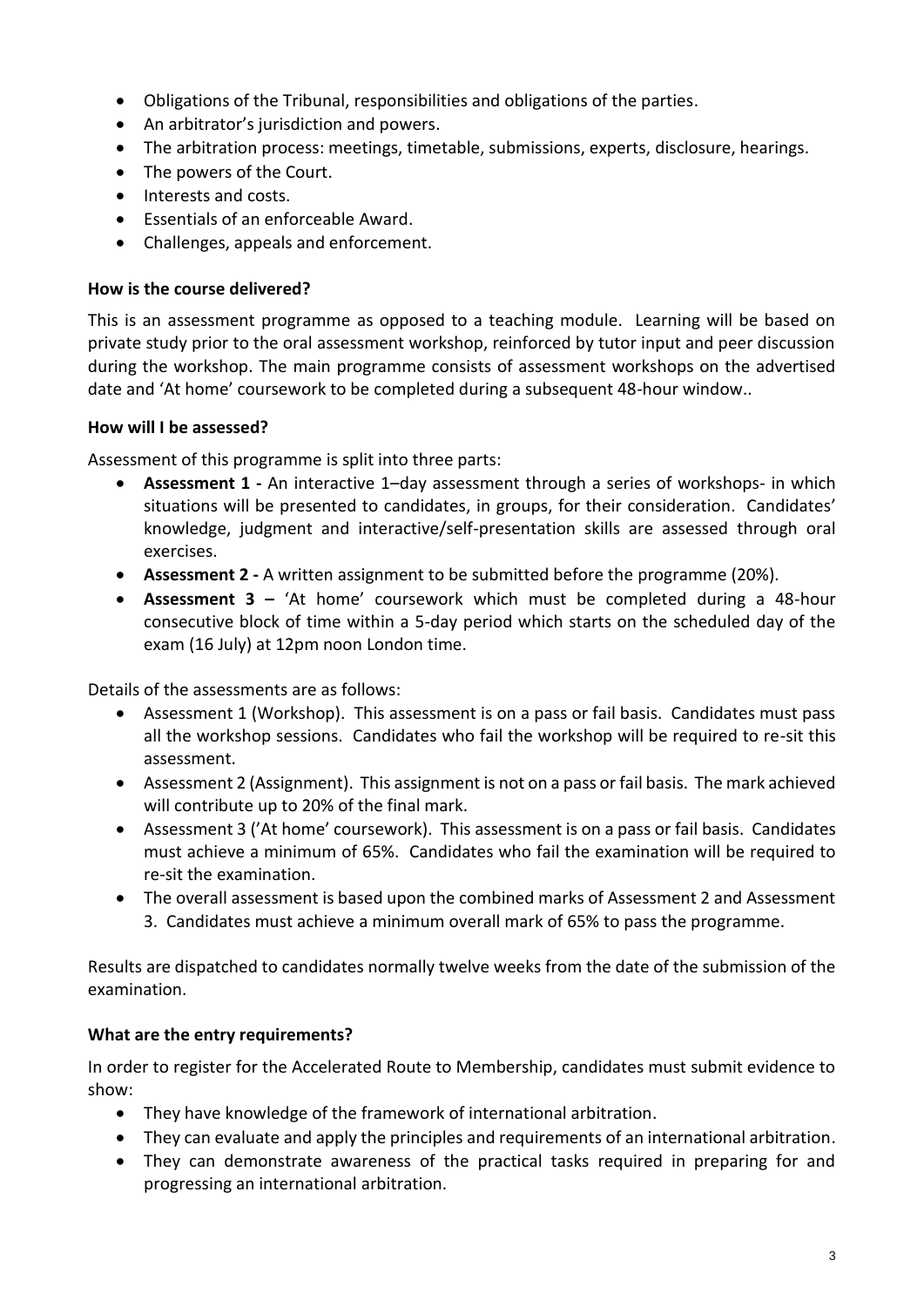- Obligations of the Tribunal, responsibilities and obligations of the parties.
- An arbitrator's jurisdiction and powers.
- The arbitration process: meetings, timetable, submissions, experts, disclosure, hearings.
- The powers of the Court.
- Interests and costs.
- Essentials of an enforceable Award.
- Challenges, appeals and enforcement.

**How is the course delivered?**

This is an assessment programme as opposed to a teaching module. Learning will be based on private study prior to the oral assessment workshop, reinforced by tutor input and peer discussion during the workshop. The main programme consists of assessment workshops on the advertised date and 'At home' coursework to be completed during a subsequent 48-hour window..

**How will I be assessed?**

Assessment of this programme is split into three parts:

- **Assessment 1 -** An interactive 1–day assessment through a series of workshops- in which situations will be presented to candidates, in groups, for their consideration. Candidates' knowledge, judgment and interactive/self-presentation skills are assessed through oral exercises.
- **Assessment 2 -** A written assignment to be submitted before the programme (20%).
- **Assessment 3 –** 'At home' coursework which must be completed during a 48-hour consecutive block of time within a 5-day period which starts on the scheduled day of the exam (16 July) at 12pm noon London time.

Details of the assessments are as follows:

- Assessment 1 (Workshop). This assessment is on a pass or fail basis. Candidates must pass all the workshop sessions. Candidates who fail the workshop will be required to re-sit this assessment.
- Assessment 2 (Assignment). This assignment is not on a pass or fail basis. The mark achieved will contribute up to 20% of the final mark.
- Assessment 3 ('At home' coursework). This assessment is on a pass or fail basis. Candidates must achieve a minimum of 65%. Candidates who fail the examination will be required to re-sit the examination.
- The overall assessment is based upon the combined marks of Assessment 2 and Assessment 3. Candidates must achieve a minimum overall mark of 65% to pass the programme.

Results are dispatched to candidates normally twelve weeks from the date of the submission of the examination.

**What are the entry requirements?**

In order to register for the Accelerated Route to Membership, candidates must submit evidence to show:

- They have knowledge of the framework of international arbitration.
- They can evaluate and apply the principles and requirements of an international arbitration.
- They can demonstrate awareness of the practical tasks required in preparing for and progressing an international arbitration.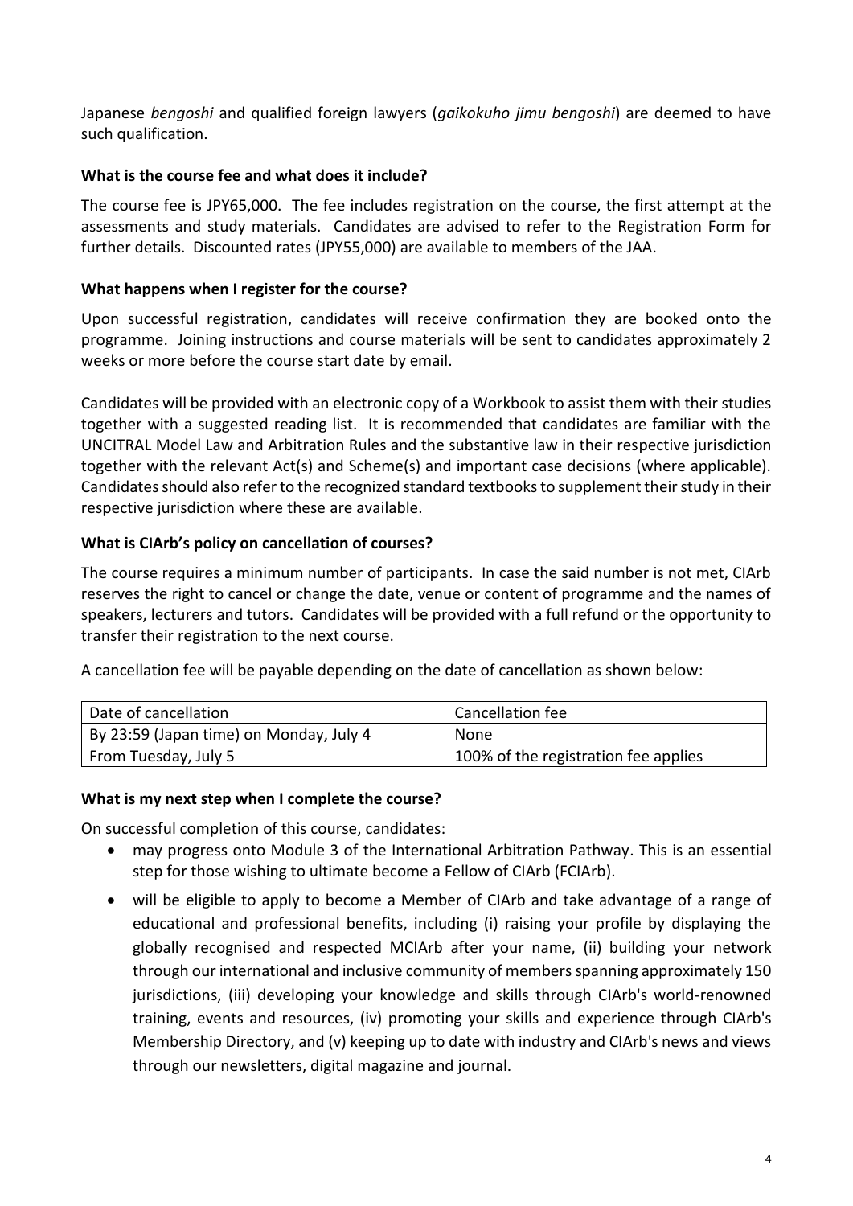Japanese *bengoshi* and qualified foreign lawyers (*gaikokuho jimu bengoshi*) are deemed to have such qualification.

**What is the course fee and what does it include?**

The course fee is JPY65,000. The fee includes registration on the course, the first attempt at the assessments and study materials. Candidates are advised to refer to the Registration Form for further details. Discounted rates (JPY55,000) are available to members of the JAA.

**What happens when I register for the course?**

Upon successful registration, candidates will receive confirmation they are booked onto the programme. Joining instructions and course materials will be sent to candidates approximately 2 weeks or more before the course start date by email.

Candidates will be provided with an electronic copy of a Workbook to assist them with their studies together with a suggested reading list. It is recommended that candidates are familiar with the UNCITRAL Model Law and Arbitration Rules and the substantive law in their respective jurisdiction together with the relevant Act(s) and Scheme(s) and important case decisions (where applicable). Candidates should also refer to the recognized standard textbooks to supplement their study in their respective jurisdiction where these are available.

**What is CIArb's policy on cancellation of courses?**

The course requires a minimum number of participants. In case the said number is not met, CIArb reserves the right to cancel or change the date, venue or content of programme and the names of speakers, lecturers and tutors. Candidates will be provided with a full refund or the opportunity to transfer their registration to the next course.

A cancellation fee will be payable depending on the date of cancellation as shown below:

| Date of cancellation | Cancellation fee |
|---|---|
| By 23:59 (Japan time) on Monday, July 4 | None |
| From Tuesday, July 5 | 100% of the registration fee applies |

**What is my next step when I complete the course?**

On successful completion of this course, candidates:

- may progress onto Module 3 of the International Arbitration Pathway. This is an essential step for those wishing to ultimate become a Fellow of CIArb (FCIArb).
- will be eligible to apply to become a Member of CIArb and take advantage of a range of educational and professional benefits, including (i) raising your profile by displaying the globally recognised and respected MCIArb after your name, (ii) building your network through our international and inclusive community of members spanning approximately 150 jurisdictions, (iii) developing your knowledge and skills through CIArb's world-renowned training, events and resources, (iv) promoting your skills and experience through CIArb's Membership Directory, and (v) keeping up to date with industry and CIArb's news and views through our newsletters, digital magazine and journal.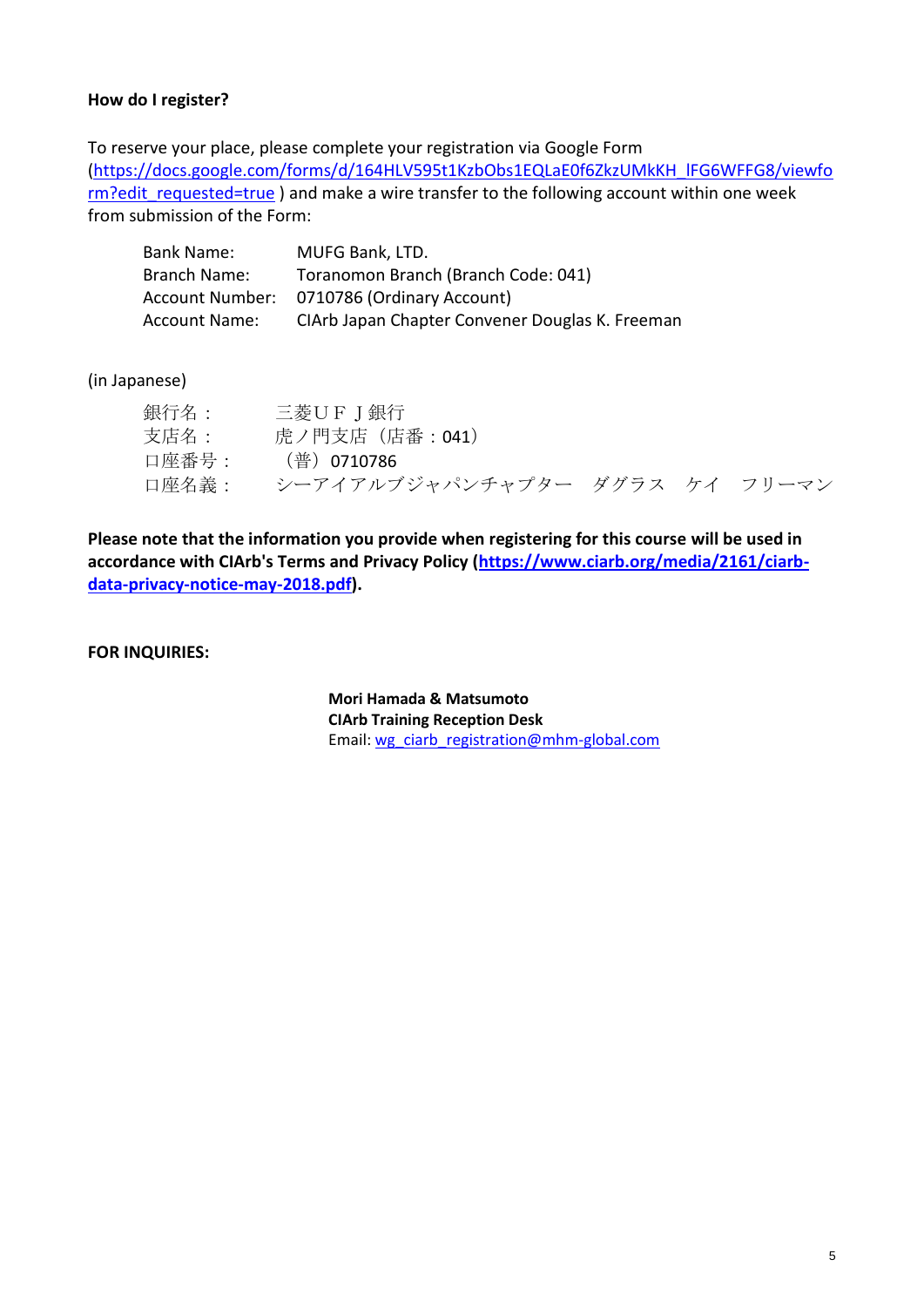**How do I register?**

To reserve your place, please complete your registration via Google Form (https://docs.google.com/forms/d/164HLV595t1KzbObs1EQLaE0f6ZkzUMkKH_lFG6WFFG8/viewform?edit_requested=true ) and make a wire transfer to the following account within one week from submission of the Form:

| | |
|---|---|
| Bank Name: | MUFG Bank, LTD. |
| Branch Name: | Toranomon Branch (Branch Code: 041) |
| Account Number: | 0710786 (Ordinary Account) |
| Account Name: | CIArb Japan Chapter Convener Douglas K. Freeman |

(in Japanese)

| | |
|---|---|
| 銀行名： | 三菱ＵＦＪ銀行 |
| 支店名： | 虎ノ門支店（店番：041） |
| 口座番号： | （普）0710786 |
| 口座名義： | シーアイアルブジャパンチャプター　ダグラス　ケイ　フリーマン |

**Please note that the information you provide when registering for this course will be used in accordance with CIArb's Terms and Privacy Policy (https://www.ciarb.org/media/2161/ciarb-data-privacy-notice-may-2018.pdf).**

**FOR INQUIRIES:**

**Mori Hamada & Matsumoto**
**CIArb Training Reception Desk**
Email: wg_ciarb_registration@mhm-global.com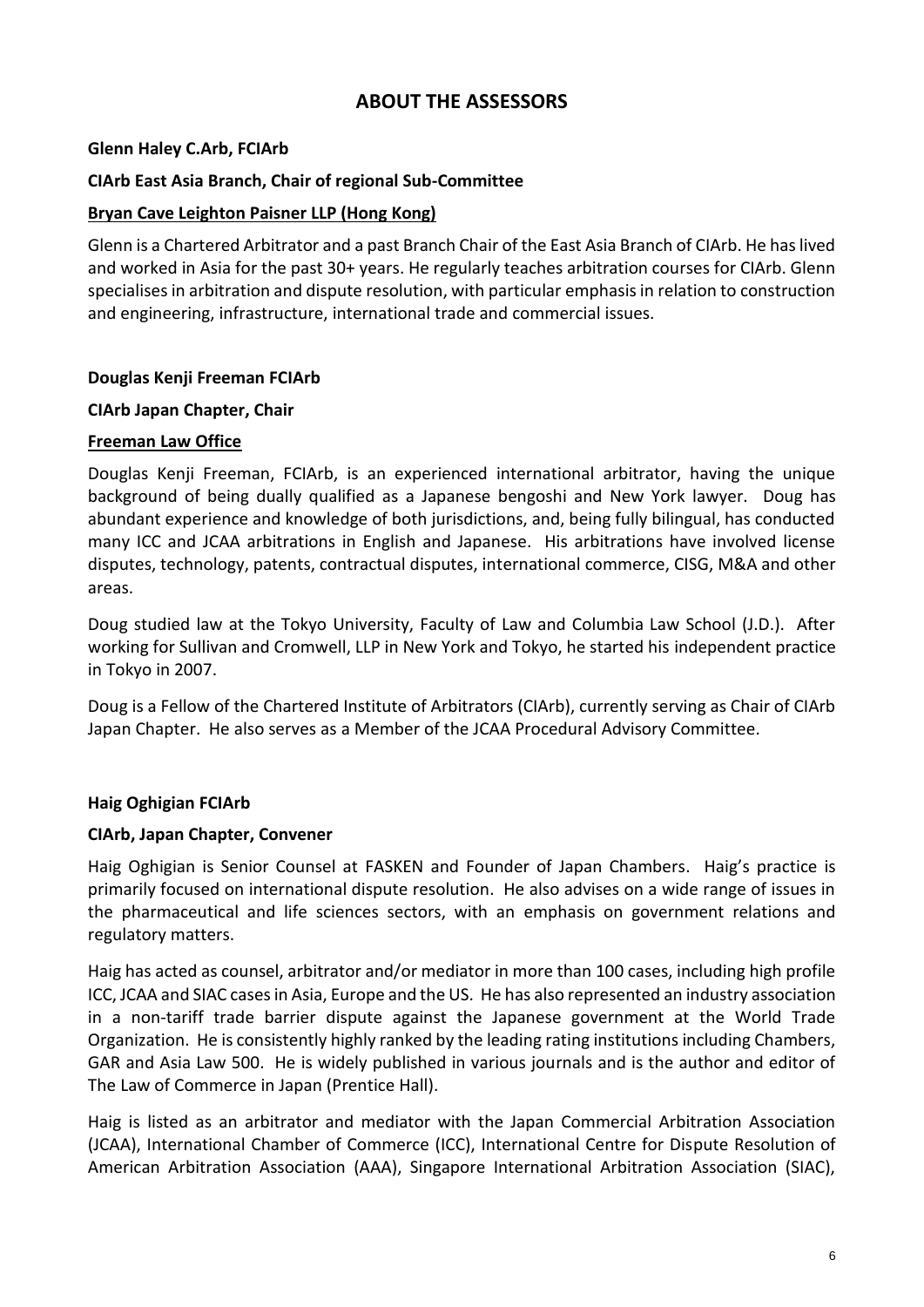## ABOUT THE ASSESSORS

**Glenn Haley C.Arb, FCIArb**

**CIArb East Asia Branch, Chair of regional Sub-Committee**

**Bryan Cave Leighton Paisner LLP (Hong Kong)**

Glenn is a Chartered Arbitrator and a past Branch Chair of the East Asia Branch of CIArb. He has lived and worked in Asia for the past 30+ years. He regularly teaches arbitration courses for CIArb. Glenn specialises in arbitration and dispute resolution, with particular emphasis in relation to construction and engineering, infrastructure, international trade and commercial issues.

**Douglas Kenji Freeman FCIArb**

**CIArb Japan Chapter, Chair**

**Freeman Law Office**

Douglas Kenji Freeman, FCIArb, is an experienced international arbitrator, having the unique background of being dually qualified as a Japanese bengoshi and New York lawyer. Doug has abundant experience and knowledge of both jurisdictions, and, being fully bilingual, has conducted many ICC and JCAA arbitrations in English and Japanese. His arbitrations have involved license disputes, technology, patents, contractual disputes, international commerce, CISG, M&A and other areas.

Doug studied law at the Tokyo University, Faculty of Law and Columbia Law School (J.D.). After working for Sullivan and Cromwell, LLP in New York and Tokyo, he started his independent practice in Tokyo in 2007.

Doug is a Fellow of the Chartered Institute of Arbitrators (CIArb), currently serving as Chair of CIArb Japan Chapter. He also serves as a Member of the JCAA Procedural Advisory Committee.

**Haig Oghigian FCIArb**

**CIArb, Japan Chapter, Convener**

Haig Oghigian is Senior Counsel at FASKEN and Founder of Japan Chambers. Haig's practice is primarily focused on international dispute resolution. He also advises on a wide range of issues in the pharmaceutical and life sciences sectors, with an emphasis on government relations and regulatory matters.

Haig has acted as counsel, arbitrator and/or mediator in more than 100 cases, including high profile ICC, JCAA and SIAC cases in Asia, Europe and the US. He has also represented an industry association in a non-tariff trade barrier dispute against the Japanese government at the World Trade Organization. He is consistently highly ranked by the leading rating institutions including Chambers, GAR and Asia Law 500. He is widely published in various journals and is the author and editor of The Law of Commerce in Japan (Prentice Hall).

Haig is listed as an arbitrator and mediator with the Japan Commercial Arbitration Association (JCAA), International Chamber of Commerce (ICC), International Centre for Dispute Resolution of American Arbitration Association (AAA), Singapore International Arbitration Association (SIAC),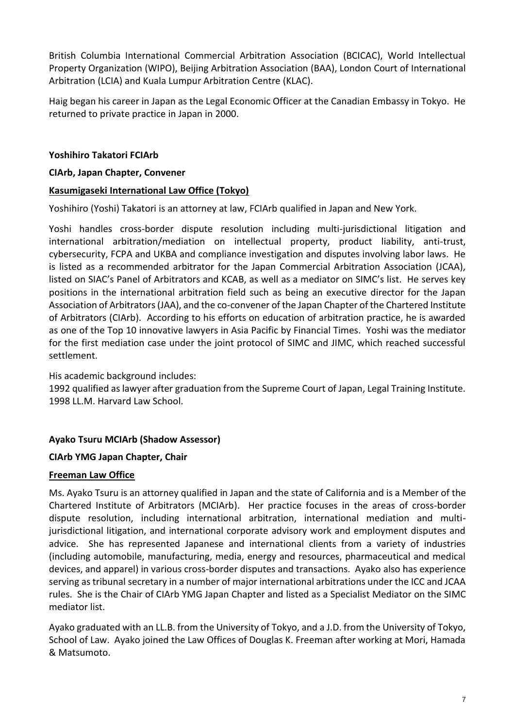British Columbia International Commercial Arbitration Association (BCICAC), World Intellectual Property Organization (WIPO), Beijing Arbitration Association (BAA), London Court of International Arbitration (LCIA) and Kuala Lumpur Arbitration Centre (KLAC).

Haig began his career in Japan as the Legal Economic Officer at the Canadian Embassy in Tokyo. He returned to private practice in Japan in 2000.

**Yoshihiro Takatori FCIArb**

**CIArb, Japan Chapter, Convener**

**Kasumigaseki International Law Office (Tokyo)**

Yoshihiro (Yoshi) Takatori is an attorney at law, FCIArb qualified in Japan and New York.

Yoshi handles cross-border dispute resolution including multi-jurisdictional litigation and international arbitration/mediation on intellectual property, product liability, anti-trust, cybersecurity, FCPA and UKBA and compliance investigation and disputes involving labor laws. He is listed as a recommended arbitrator for the Japan Commercial Arbitration Association (JCAA), listed on SIAC's Panel of Arbitrators and KCAB, as well as a mediator on SIMC's list. He serves key positions in the international arbitration field such as being an executive director for the Japan Association of Arbitrators (JAA), and the co-convener of the Japan Chapter of the Chartered Institute of Arbitrators (CIArb). According to his efforts on education of arbitration practice, he is awarded as one of the Top 10 innovative lawyers in Asia Pacific by Financial Times. Yoshi was the mediator for the first mediation case under the joint protocol of SIMC and JIMC, which reached successful settlement.

His academic background includes:
1992 qualified as lawyer after graduation from the Supreme Court of Japan, Legal Training Institute.
1998 LL.M. Harvard Law School.

**Ayako Tsuru MCIArb (Shadow Assessor)**

**CIArb YMG Japan Chapter, Chair**

**Freeman Law Office**

Ms. Ayako Tsuru is an attorney qualified in Japan and the state of California and is a Member of the Chartered Institute of Arbitrators (MCIArb). Her practice focuses in the areas of cross-border dispute resolution, including international arbitration, international mediation and multi-jurisdictional litigation, and international corporate advisory work and employment disputes and advice. She has represented Japanese and international clients from a variety of industries (including automobile, manufacturing, media, energy and resources, pharmaceutical and medical devices, and apparel) in various cross-border disputes and transactions. Ayako also has experience serving as tribunal secretary in a number of major international arbitrations under the ICC and JCAA rules. She is the Chair of CIArb YMG Japan Chapter and listed as a Specialist Mediator on the SIMC mediator list.

Ayako graduated with an LL.B. from the University of Tokyo, and a J.D. from the University of Tokyo, School of Law. Ayako joined the Law Offices of Douglas K. Freeman after working at Mori, Hamada & Matsumoto.